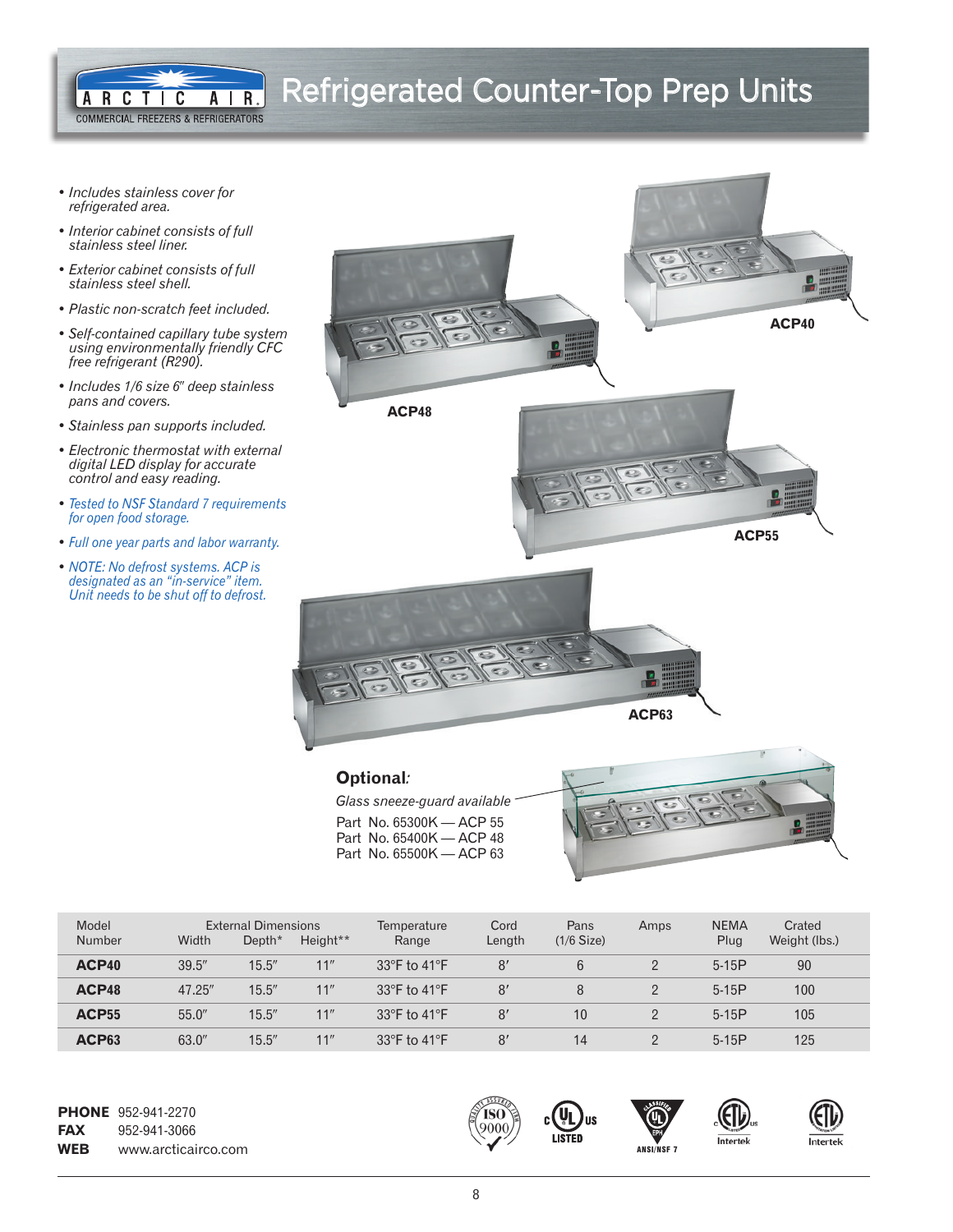# Refrigerated Counter-Top Prep Units

ARCTIC AIR
COMMERCIAL FREEZERS & REFRIGERATORS

- *Includes stainless cover for refrigerated area.*
- *Interior cabinet consists of full stainless steel liner.*
- *Exterior cabinet consists of full stainless steel shell.*
- *Plastic non-scratch feet included.*
- *Self-contained capillary tube system using environmentally friendly CFC free refrigerant (R290).*
- *Includes 1/6 size 6" deep stainless pans and covers.*
- *Stainless pan supports included.*
- *Electronic thermostat with external digital LED display for accurate control and easy reading.*
- *Tested to NSF Standard 7 requirements for open food storage.*
- *Full one year parts and labor warranty.*
- *NOTE: No defrost systems. ACP is designated as an "in-service" item. Unit needs to be shut off to defrost.*

**ACP40**

**ACP48**

**ACP55**

**ACP63**

**Optional:**

*Glass sneeze-guard available*

Part No. 65300K — ACP 55
Part No. 65400K — ACP 48
Part No. 65500K — ACP 63

| Model Number | External Dimensions Width | Depth* | Height** | Temperature Range | Cord Length | Pans (1/6 Size) | Amps | NEMA Plug | Crated Weight (lbs.) |
|---|---|---|---|---|---|---|---|---|---|
| **ACP40** | 39.5" | 15.5" | 11" | 33°F to 41°F | 8' | 6 | 2 | 5-15P | 90 |
| **ACP48** | 47.25" | 15.5" | 11" | 33°F to 41°F | 8' | 8 | 2 | 5-15P | 100 |
| **ACP55** | 55.0" | 15.5" | 11" | 33°F to 41°F | 8' | 10 | 2 | 5-15P | 105 |
| **ACP63** | 63.0" | 15.5" | 11" | 33°F to 41°F | 8' | 14 | 2 | 5-15P | 125 |

**PHONE** 952-941-2270
**FAX** 952-941-3066
**WEB** www.arcticairco.com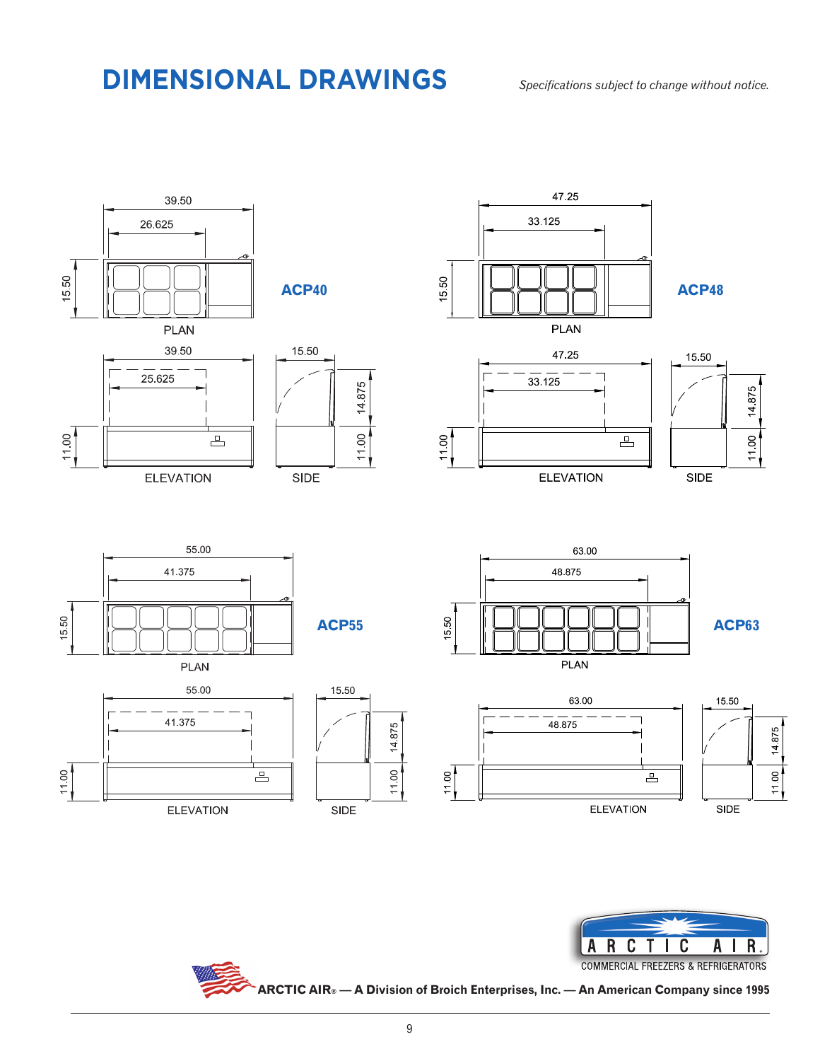# DIMENSIONAL DRAWINGS

*Specifications subject to change without notice.*

**ACP40**

PLAN
39.50
26.625
15.50

ELEVATION
39.50
25.625
11.00

SIDE
15.50
14.875
11.00

**ACP48**

PLAN
47.25
33.125
15.50

ELEVATION
47.25
33.125
11.00

SIDE
15.50
14.875
11.00

**ACP55**

PLAN
55.00
41.375
15.50

ELEVATION
55.00
41.375
11.00

SIDE
15.50
14.875
11.00

**ACP63**

PLAN
63.00
48.875
15.50

ELEVATION
63.00
48.875
11.00

SIDE
15.50
14.875
11.00

ARCTIC AIR®
COMMERCIAL FREEZERS & REFRIGERATORS

**ARCTIC AIR® — A Division of Broich Enterprises, Inc. — An American Company since 1995**